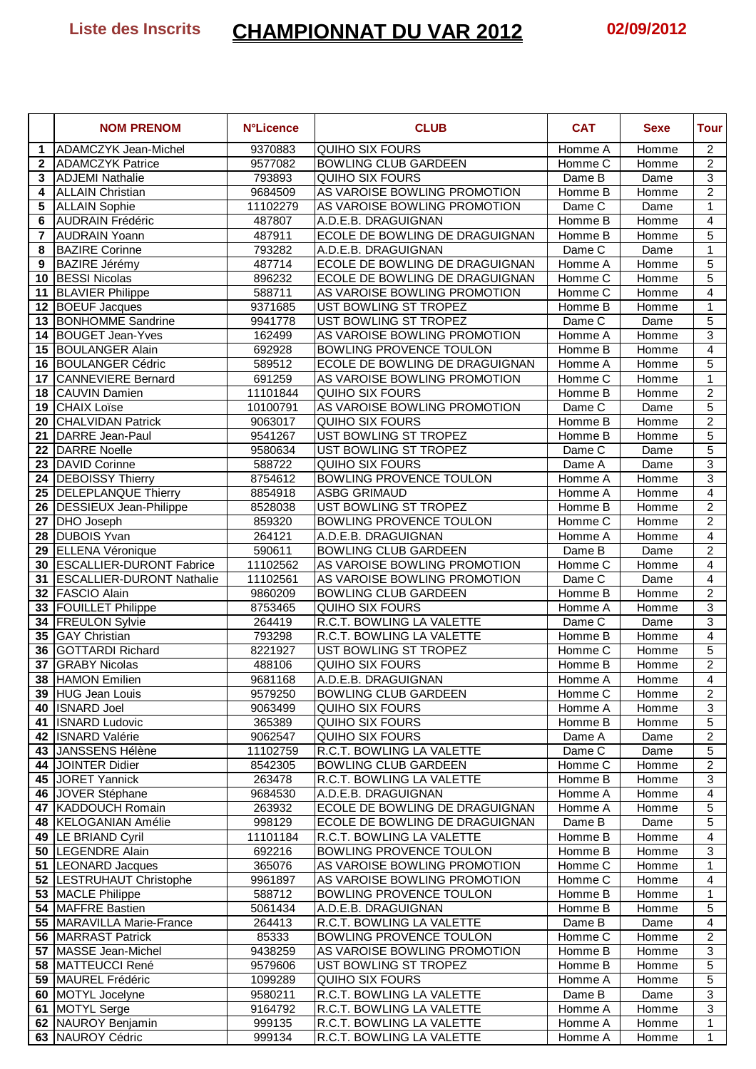Liste des Inscrits

# CHAMPIONNAT DU VAR 2012

02/09/2012

| | NOM PRENOM | N°Licence | CLUB | CAT | Sexe | Tour |
|---|---|---|---|---|---|---|
| 1 | ADAMCZYK Jean-Michel | 9370883 | QUIHO SIX FOURS | Homme A | Homme | 2 |
| 2 | ADAMCZYK Patrice | 9577082 | BOWLING CLUB GARDEEN | Homme C | Homme | 2 |
| 3 | ADJEMI Nathalie | 793893 | QUIHO SIX FOURS | Dame B | Dame | 3 |
| 4 | ALLAIN Christian | 9684509 | AS VAROISE BOWLING PROMOTION | Homme B | Homme | 2 |
| 5 | ALLAIN Sophie | 11102279 | AS VAROISE BOWLING PROMOTION | Dame C | Dame | 1 |
| 6 | AUDRAIN Frédéric | 487807 | A.D.E.B. DRAGUIGNAN | Homme B | Homme | 4 |
| 7 | AUDRAIN Yoann | 487911 | ECOLE DE BOWLING DE DRAGUIGNAN | Homme B | Homme | 5 |
| 8 | BAZIRE Corinne | 793282 | A.D.E.B. DRAGUIGNAN | Dame C | Dame | 1 |
| 9 | BAZIRE Jérémy | 487714 | ECOLE DE BOWLING DE DRAGUIGNAN | Homme A | Homme | 5 |
| 10 | BESSI Nicolas | 896232 | ECOLE DE BOWLING DE DRAGUIGNAN | Homme C | Homme | 5 |
| 11 | BLAVIER Philippe | 588711 | AS VAROISE BOWLING PROMOTION | Homme C | Homme | 4 |
| 12 | BOEUF Jacques | 9371685 | UST BOWLING ST TROPEZ | Homme B | Homme | 1 |
| 13 | BONHOMME Sandrine | 9941778 | UST BOWLING ST TROPEZ | Dame C | Dame | 5 |
| 14 | BOUGET Jean-Yves | 162499 | AS VAROISE BOWLING PROMOTION | Homme A | Homme | 3 |
| 15 | BOULANGER Alain | 692928 | BOWLING PROVENCE TOULON | Homme B | Homme | 4 |
| 16 | BOULANGER Cédric | 589512 | ECOLE DE BOWLING DE DRAGUIGNAN | Homme A | Homme | 5 |
| 17 | CANNEVIERE Bernard | 691259 | AS VAROISE BOWLING PROMOTION | Homme C | Homme | 1 |
| 18 | CAUVIN Damien | 11101844 | QUIHO SIX FOURS | Homme B | Homme | 2 |
| 19 | CHAIX Loïse | 10100791 | AS VAROISE BOWLING PROMOTION | Dame C | Dame | 5 |
| 20 | CHALVIDAN Patrick | 9063017 | QUIHO SIX FOURS | Homme B | Homme | 2 |
| 21 | DARRE Jean-Paul | 9541267 | UST BOWLING ST TROPEZ | Homme B | Homme | 5 |
| 22 | DARRE Noelle | 9580634 | UST BOWLING ST TROPEZ | Dame C | Dame | 5 |
| 23 | DAVID Corinne | 588722 | QUIHO SIX FOURS | Dame A | Dame | 3 |
| 24 | DEBOISSY Thierry | 8754612 | BOWLING PROVENCE TOULON | Homme A | Homme | 3 |
| 25 | DELEPLANQUE Thierry | 8854918 | ASBG GRIMAUD | Homme A | Homme | 4 |
| 26 | DESSIEUX Jean-Philippe | 8528038 | UST BOWLING ST TROPEZ | Homme B | Homme | 2 |
| 27 | DHO Joseph | 859320 | BOWLING PROVENCE TOULON | Homme C | Homme | 2 |
| 28 | DUBOIS Yvan | 264121 | A.D.E.B. DRAGUIGNAN | Homme A | Homme | 4 |
| 29 | ELLENA Véronique | 590611 | BOWLING CLUB GARDEEN | Dame B | Dame | 2 |
| 30 | ESCALLIER-DURONT Fabrice | 11102562 | AS VAROISE BOWLING PROMOTION | Homme C | Homme | 4 |
| 31 | ESCALLIER-DURONT Nathalie | 11102561 | AS VAROISE BOWLING PROMOTION | Dame C | Dame | 4 |
| 32 | FASCIO Alain | 9860209 | BOWLING CLUB GARDEEN | Homme B | Homme | 2 |
| 33 | FOUILLET Philippe | 8753465 | QUIHO SIX FOURS | Homme A | Homme | 3 |
| 34 | FREULON Sylvie | 264419 | R.C.T. BOWLING LA VALETTE | Dame C | Dame | 3 |
| 35 | GAY Christian | 793298 | R.C.T. BOWLING LA VALETTE | Homme B | Homme | 4 |
| 36 | GOTTARDI Richard | 8221927 | UST BOWLING ST TROPEZ | Homme C | Homme | 5 |
| 37 | GRABY Nicolas | 488106 | QUIHO SIX FOURS | Homme B | Homme | 2 |
| 38 | HAMON Emilien | 9681168 | A.D.E.B. DRAGUIGNAN | Homme A | Homme | 4 |
| 39 | HUG Jean Louis | 9579250 | BOWLING CLUB GARDEEN | Homme C | Homme | 2 |
| 40 | ISNARD Joel | 9063499 | QUIHO SIX FOURS | Homme A | Homme | 3 |
| 41 | ISNARD Ludovic | 365389 | QUIHO SIX FOURS | Homme B | Homme | 5 |
| 42 | ISNARD Valérie | 9062547 | QUIHO SIX FOURS | Dame A | Dame | 2 |
| 43 | JANSSENS Hélène | 11102759 | R.C.T. BOWLING LA VALETTE | Dame C | Dame | 5 |
| 44 | JOINTER Didier | 8542305 | BOWLING CLUB GARDEEN | Homme C | Homme | 2 |
| 45 | JORET Yannick | 263478 | R.C.T. BOWLING LA VALETTE | Homme B | Homme | 3 |
| 46 | JOVER Stéphane | 9684530 | A.D.E.B. DRAGUIGNAN | Homme A | Homme | 4 |
| 47 | KADDOUCH Romain | 263932 | ECOLE DE BOWLING DE DRAGUIGNAN | Homme A | Homme | 5 |
| 48 | KELOGANIAN Amélie | 998129 | ECOLE DE BOWLING DE DRAGUIGNAN | Dame B | Dame | 5 |
| 49 | LE BRIAND Cyril | 11101184 | R.C.T. BOWLING LA VALETTE | Homme B | Homme | 4 |
| 50 | LEGENDRE Alain | 692216 | BOWLING PROVENCE TOULON | Homme B | Homme | 3 |
| 51 | LEONARD Jacques | 365076 | AS VAROISE BOWLING PROMOTION | Homme C | Homme | 1 |
| 52 | LESTRUHAUT Christophe | 9961897 | AS VAROISE BOWLING PROMOTION | Homme C | Homme | 4 |
| 53 | MACLE Philippe | 588712 | BOWLING PROVENCE TOULON | Homme B | Homme | 1 |
| 54 | MAFFRE Bastien | 5061434 | A.D.E.B. DRAGUIGNAN | Homme B | Homme | 5 |
| 55 | MARAVILLA Marie-France | 264413 | R.C.T. BOWLING LA VALETTE | Dame B | Dame | 4 |
| 56 | MARRAST Patrick | 85333 | BOWLING PROVENCE TOULON | Homme C | Homme | 2 |
| 57 | MASSE Jean-Michel | 9438259 | AS VAROISE BOWLING PROMOTION | Homme B | Homme | 3 |
| 58 | MATTEUCCI René | 9579606 | UST BOWLING ST TROPEZ | Homme B | Homme | 5 |
| 59 | MAUREL Frédéric | 1099289 | QUIHO SIX FOURS | Homme A | Homme | 5 |
| 60 | MOTYL Jocelyne | 9580211 | R.C.T. BOWLING LA VALETTE | Dame B | Dame | 3 |
| 61 | MOTYL Serge | 9164792 | R.C.T. BOWLING LA VALETTE | Homme A | Homme | 3 |
| 62 | NAUROY Benjamin | 999135 | R.C.T. BOWLING LA VALETTE | Homme A | Homme | 1 |
| 63 | NAUROY Cédric | 999134 | R.C.T. BOWLING LA VALETTE | Homme A | Homme | 1 |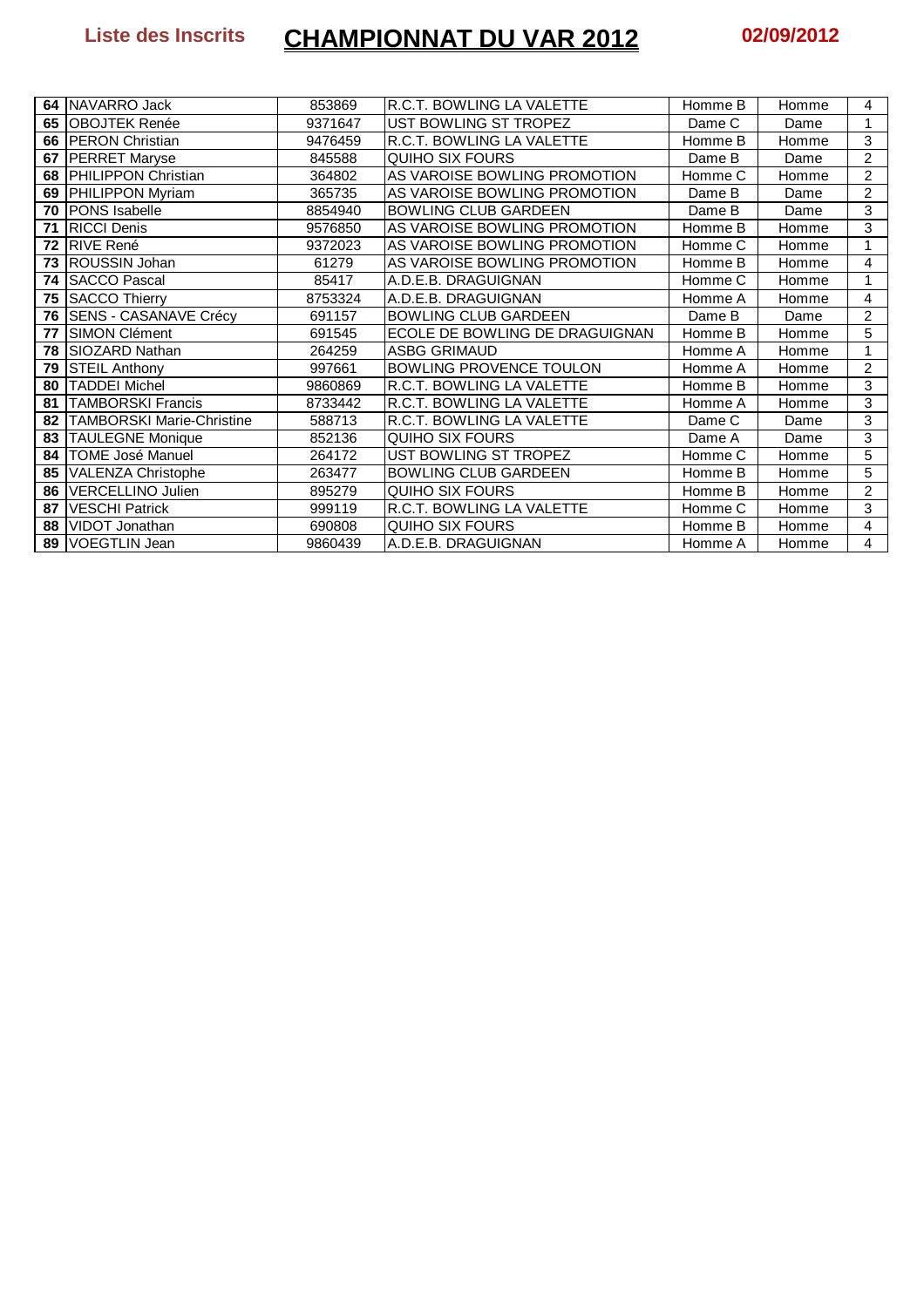Liste des Inscrits

# CHAMPIONNAT DU VAR 2012

02/09/2012

| | | | | | | |
|---|---|---|---|---|---|---|
| 64 | NAVARRO Jack | 853869 | R.C.T. BOWLING LA VALETTE | Homme B | Homme | 4 |
| 65 | OBOJTEK Renée | 9371647 | UST BOWLING ST TROPEZ | Dame C | Dame | 1 |
| 66 | PERON Christian | 9476459 | R.C.T. BOWLING LA VALETTE | Homme B | Homme | 3 |
| 67 | PERRET Maryse | 845588 | QUIHO SIX FOURS | Dame B | Dame | 2 |
| 68 | PHILIPPON Christian | 364802 | AS VAROISE BOWLING PROMOTION | Homme C | Homme | 2 |
| 69 | PHILIPPON Myriam | 365735 | AS VAROISE BOWLING PROMOTION | Dame B | Dame | 2 |
| 70 | PONS Isabelle | 8854940 | BOWLING CLUB GARDEEN | Dame B | Dame | 3 |
| 71 | RICCI Denis | 9576850 | AS VAROISE BOWLING PROMOTION | Homme B | Homme | 3 |
| 72 | RIVE René | 9372023 | AS VAROISE BOWLING PROMOTION | Homme C | Homme | 1 |
| 73 | ROUSSIN Johan | 61279 | AS VAROISE BOWLING PROMOTION | Homme B | Homme | 4 |
| 74 | SACCO Pascal | 85417 | A.D.E.B. DRAGUIGNAN | Homme C | Homme | 1 |
| 75 | SACCO Thierry | 8753324 | A.D.E.B. DRAGUIGNAN | Homme A | Homme | 4 |
| 76 | SENS - CASANAVE Crécy | 691157 | BOWLING CLUB GARDEEN | Dame B | Dame | 2 |
| 77 | SIMON Clément | 691545 | ECOLE DE BOWLING DE DRAGUIGNAN | Homme B | Homme | 5 |
| 78 | SIOZARD Nathan | 264259 | ASBG GRIMAUD | Homme A | Homme | 1 |
| 79 | STEIL Anthony | 997661 | BOWLING PROVENCE TOULON | Homme A | Homme | 2 |
| 80 | TADDEI Michel | 9860869 | R.C.T. BOWLING LA VALETTE | Homme B | Homme | 3 |
| 81 | TAMBORSKI Francis | 8733442 | R.C.T. BOWLING LA VALETTE | Homme A | Homme | 3 |
| 82 | TAMBORSKI Marie-Christine | 588713 | R.C.T. BOWLING LA VALETTE | Dame C | Dame | 3 |
| 83 | TAULEGNE Monique | 852136 | QUIHO SIX FOURS | Dame A | Dame | 3 |
| 84 | TOME José Manuel | 264172 | UST BOWLING ST TROPEZ | Homme C | Homme | 5 |
| 85 | VALENZA Christophe | 263477 | BOWLING CLUB GARDEEN | Homme B | Homme | 5 |
| 86 | VERCELLINO Julien | 895279 | QUIHO SIX FOURS | Homme B | Homme | 2 |
| 87 | VESCHI Patrick | 999119 | R.C.T. BOWLING LA VALETTE | Homme C | Homme | 3 |
| 88 | VIDOT Jonathan | 690808 | QUIHO SIX FOURS | Homme B | Homme | 4 |
| 89 | VOEGTLIN Jean | 9860439 | A.D.E.B. DRAGUIGNAN | Homme A | Homme | 4 |